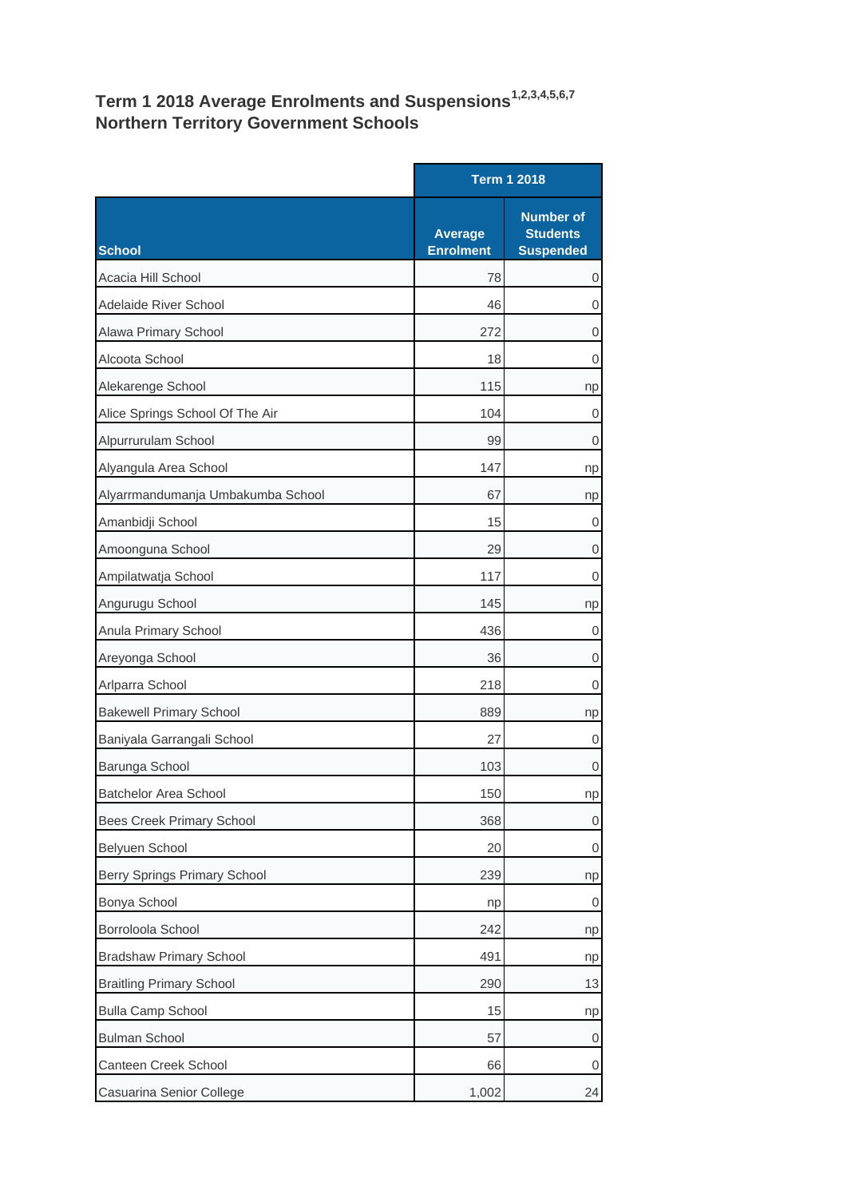# Term 1 2018 Average Enrolments and Suspensions[1,2,3,4,5,6,7]
## Northern Territory Government Schools

| | Term 1 2018 | |
|---|---|---|
| **School** | **Average Enrolment** | **Number of Students Suspended** |
| Acacia Hill School | 78 | 0 |
| Adelaide River School | 46 | 0 |
| Alawa Primary School | 272 | 0 |
| Alcoota School | 18 | 0 |
| Alekarenge School | 115 | np |
| Alice Springs School Of The Air | 104 | 0 |
| Alpurrurulam School | 99 | 0 |
| Alyangula Area School | 147 | np |
| Alyarrmandumanja Umbakumba School | 67 | np |
| Amanbidji School | 15 | 0 |
| Amoonguna School | 29 | 0 |
| Ampilatwatja School | 117 | 0 |
| Angurugu School | 145 | np |
| Anula Primary School | 436 | 0 |
| Areyonga School | 36 | 0 |
| Arlparra School | 218 | 0 |
| Bakewell Primary School | 889 | np |
| Baniyala Garrangali School | 27 | 0 |
| Barunga School | 103 | 0 |
| Batchelor Area School | 150 | np |
| Bees Creek Primary School | 368 | 0 |
| Belyuen School | 20 | 0 |
| Berry Springs Primary School | 239 | np |
| Bonya School | np | 0 |
| Borroloola School | 242 | np |
| Bradshaw Primary School | 491 | np |
| Braitling Primary School | 290 | 13 |
| Bulla Camp School | 15 | np |
| Bulman School | 57 | 0 |
| Canteen Creek School | 66 | 0 |
| Casuarina Senior College | 1,002 | 24 |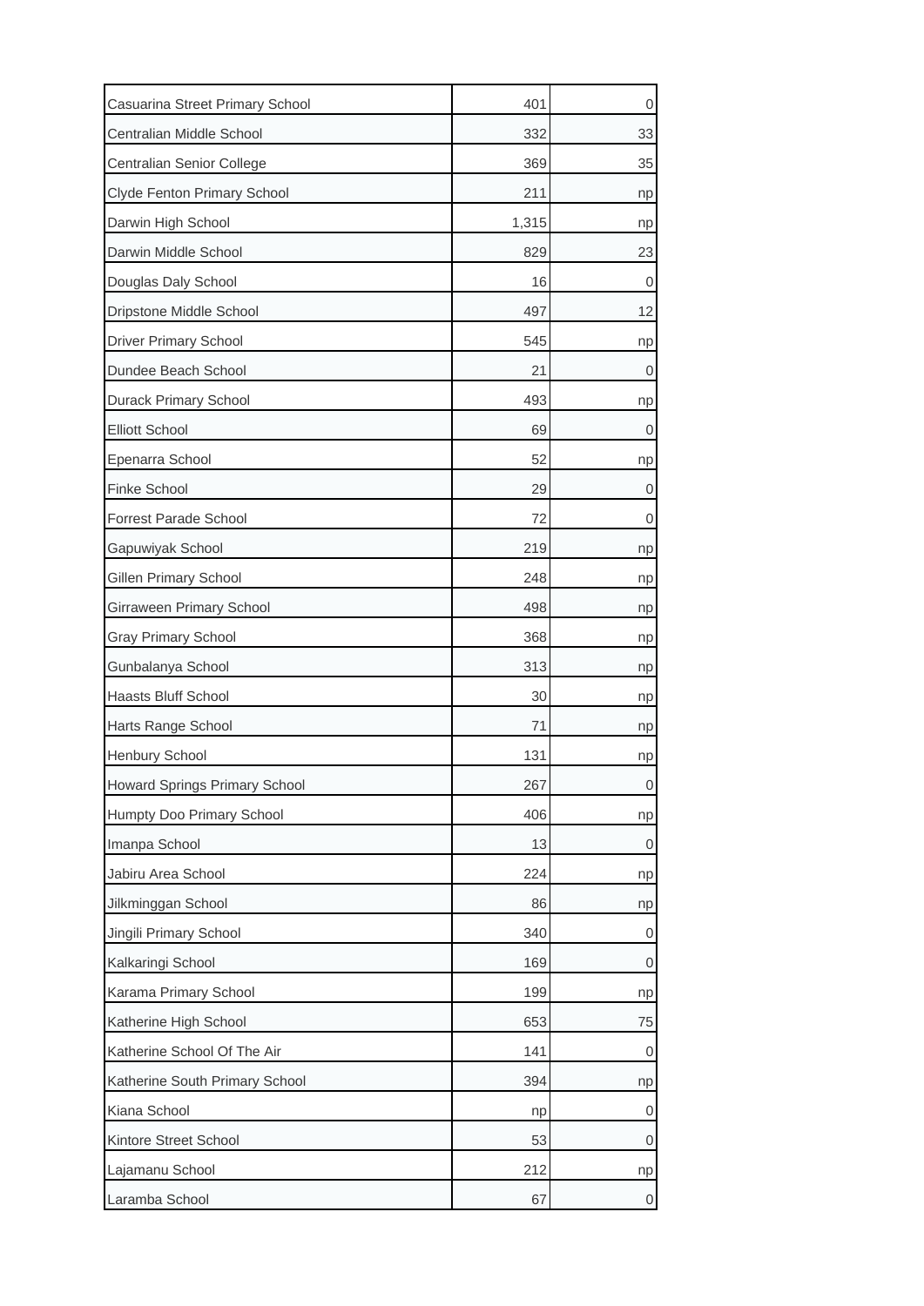| | | |
|---|---|---|
| Casuarina Street Primary School | 401 | 0 |
| Centralian Middle School | 332 | 33 |
| Centralian Senior College | 369 | 35 |
| Clyde Fenton Primary School | 211 | np |
| Darwin High School | 1,315 | np |
| Darwin Middle School | 829 | 23 |
| Douglas Daly School | 16 | 0 |
| Dripstone Middle School | 497 | 12 |
| Driver Primary School | 545 | np |
| Dundee Beach School | 21 | 0 |
| Durack Primary School | 493 | np |
| Elliott School | 69 | 0 |
| Epenarra School | 52 | np |
| Finke School | 29 | 0 |
| Forrest Parade School | 72 | 0 |
| Gapuwiyak School | 219 | np |
| Gillen Primary School | 248 | np |
| Girraween Primary School | 498 | np |
| Gray Primary School | 368 | np |
| Gunbalanya School | 313 | np |
| Haasts Bluff School | 30 | np |
| Harts Range School | 71 | np |
| Henbury School | 131 | np |
| Howard Springs Primary School | 267 | 0 |
| Humpty Doo Primary School | 406 | np |
| Imanpa School | 13 | 0 |
| Jabiru Area School | 224 | np |
| Jilkminggan School | 86 | np |
| Jingili Primary School | 340 | 0 |
| Kalkaringi School | 169 | 0 |
| Karama Primary School | 199 | np |
| Katherine High School | 653 | 75 |
| Katherine School Of The Air | 141 | 0 |
| Katherine South Primary School | 394 | np |
| Kiana School | np | 0 |
| Kintore Street School | 53 | 0 |
| Lajamanu School | 212 | np |
| Laramba School | 67 | 0 |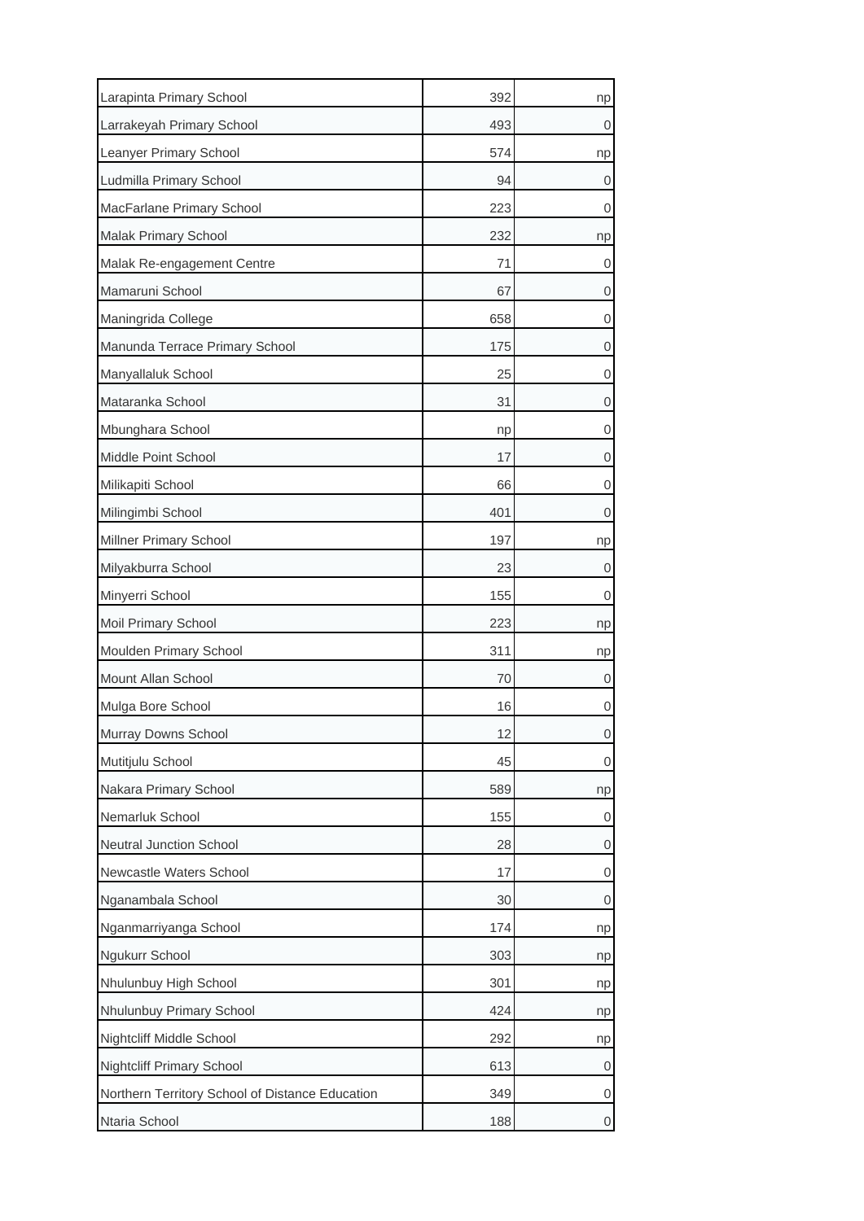| | | |
|---|---|---|
| Larapinta Primary School | 392 | np |
| Larrakeyah Primary School | 493 | 0 |
| Leanyer Primary School | 574 | np |
| Ludmilla Primary School | 94 | 0 |
| MacFarlane Primary School | 223 | 0 |
| Malak Primary School | 232 | np |
| Malak Re-engagement Centre | 71 | 0 |
| Mamaruni School | 67 | 0 |
| Maningrida College | 658 | 0 |
| Manunda Terrace Primary School | 175 | 0 |
| Manyallaluk School | 25 | 0 |
| Mataranka School | 31 | 0 |
| Mbunghara School | np | 0 |
| Middle Point School | 17 | 0 |
| Milikapiti School | 66 | 0 |
| Milingimbi School | 401 | 0 |
| Millner Primary School | 197 | np |
| Milyakburra School | 23 | 0 |
| Minyerri School | 155 | 0 |
| Moil Primary School | 223 | np |
| Moulden Primary School | 311 | np |
| Mount Allan School | 70 | 0 |
| Mulga Bore School | 16 | 0 |
| Murray Downs School | 12 | 0 |
| Mutitjulu School | 45 | 0 |
| Nakara Primary School | 589 | np |
| Nemarluk School | 155 | 0 |
| Neutral Junction School | 28 | 0 |
| Newcastle Waters School | 17 | 0 |
| Nganambala School | 30 | 0 |
| Nganmarriyanga School | 174 | np |
| Ngukurr School | 303 | np |
| Nhulunbuy High School | 301 | np |
| Nhulunbuy Primary School | 424 | np |
| Nightcliff Middle School | 292 | np |
| Nightcliff Primary School | 613 | 0 |
| Northern Territory School of Distance Education | 349 | 0 |
| Ntaria School | 188 | 0 |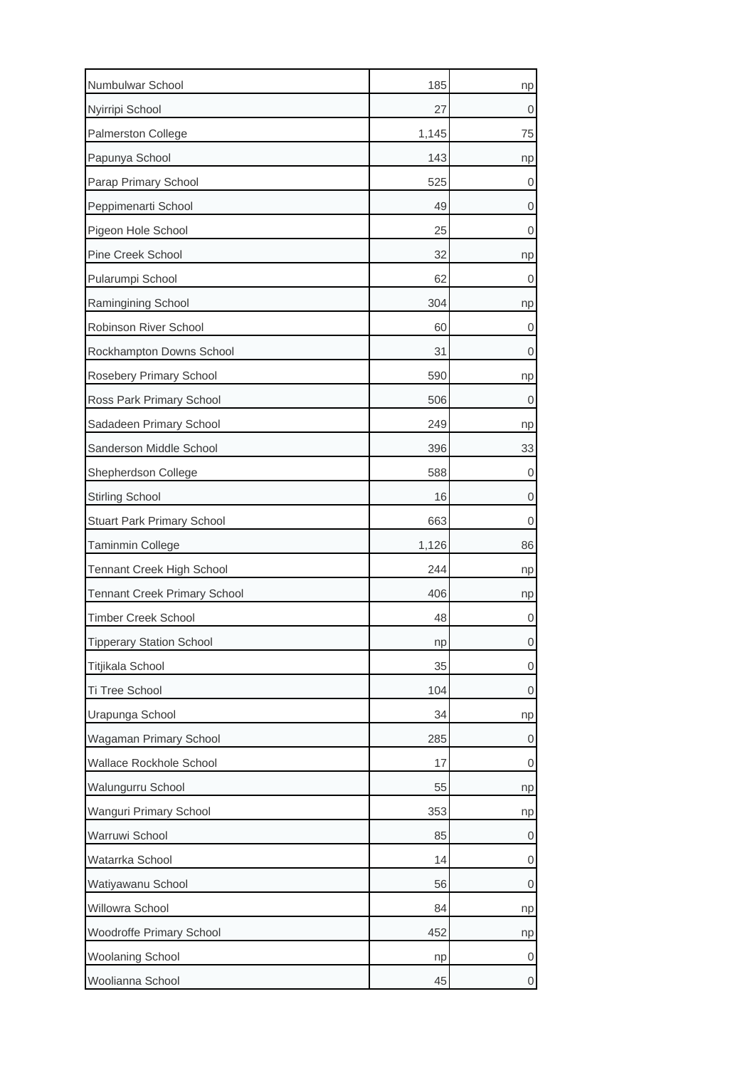| | | |
|---|---|---|
| Numbulwar School | 185 | np |
| Nyirripi School | 27 | 0 |
| Palmerston College | 1,145 | 75 |
| Papunya School | 143 | np |
| Parap Primary School | 525 | 0 |
| Peppimenarti School | 49 | 0 |
| Pigeon Hole School | 25 | 0 |
| Pine Creek School | 32 | np |
| Pularumpi School | 62 | 0 |
| Ramingining School | 304 | np |
| Robinson River School | 60 | 0 |
| Rockhampton Downs School | 31 | 0 |
| Rosebery Primary School | 590 | np |
| Ross Park Primary School | 506 | 0 |
| Sadadeen Primary School | 249 | np |
| Sanderson Middle School | 396 | 33 |
| Shepherdson College | 588 | 0 |
| Stirling School | 16 | 0 |
| Stuart Park Primary School | 663 | 0 |
| Taminmin College | 1,126 | 86 |
| Tennant Creek High School | 244 | np |
| Tennant Creek Primary School | 406 | np |
| Timber Creek School | 48 | 0 |
| Tipperary Station School | np | 0 |
| Titjikala School | 35 | 0 |
| Ti Tree School | 104 | 0 |
| Urapunga School | 34 | np |
| Wagaman Primary School | 285 | 0 |
| Wallace Rockhole School | 17 | 0 |
| Walungurru School | 55 | np |
| Wanguri Primary School | 353 | np |
| Warruwi School | 85 | 0 |
| Watarrka School | 14 | 0 |
| Watiyawanu School | 56 | 0 |
| Willowra School | 84 | np |
| Woodroffe Primary School | 452 | np |
| Woolaning School | np | 0 |
| Woolianna School | 45 | 0 |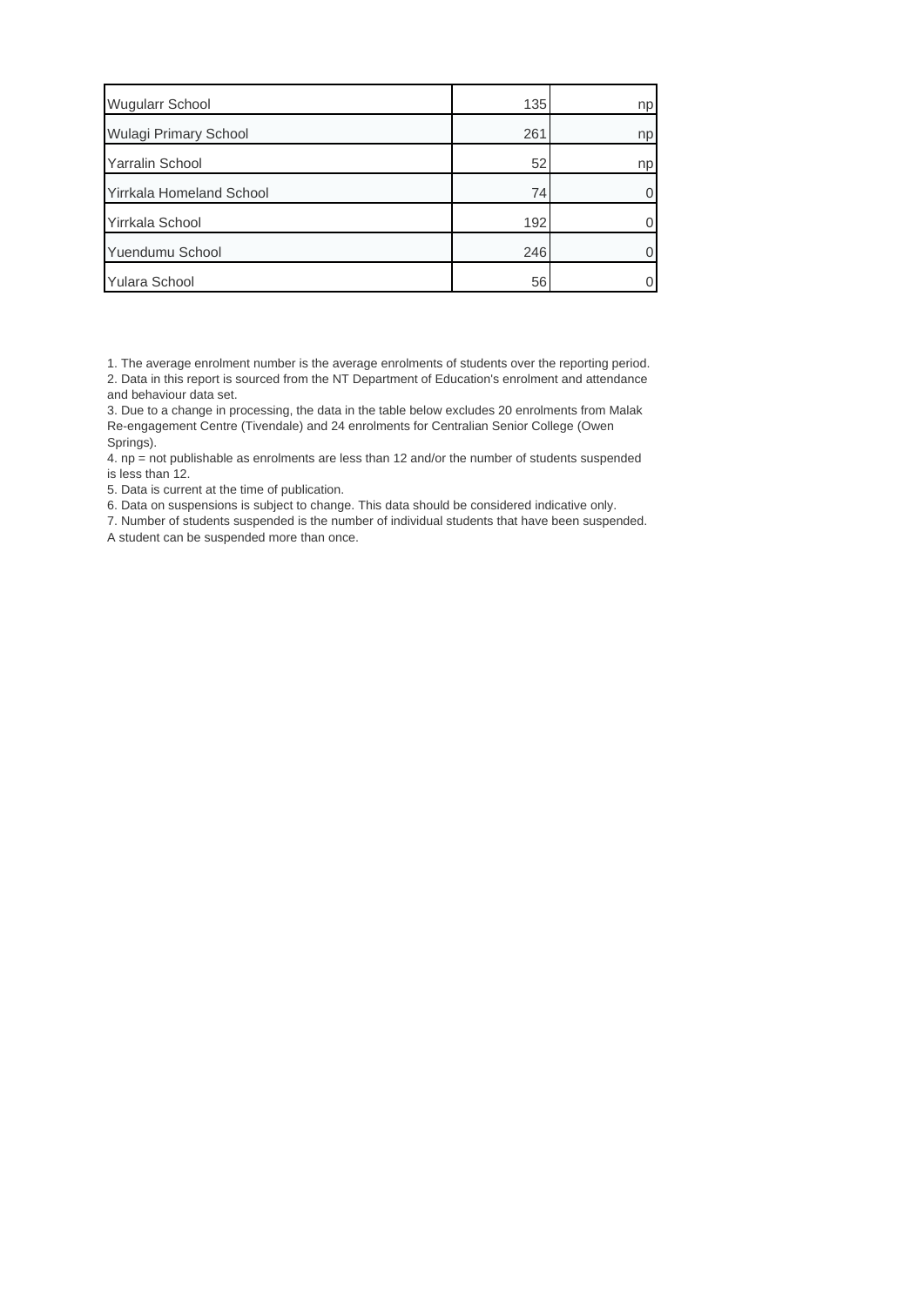| | | |
|---|---|---|
| Wugularr School | 135 | np |
| Wulagi Primary School | 261 | np |
| Yarralin School | 52 | np |
| Yirrkala Homeland School | 74 | 0 |
| Yirrkala School | 192 | 0 |
| Yuendumu School | 246 | 0 |
| Yulara School | 56 | 0 |

1. The average enrolment number is the average enrolments of students over the reporting period.
2. Data in this report is sourced from the NT Department of Education's enrolment and attendance and behaviour data set.
3. Due to a change in processing, the data in the table below excludes 20 enrolments from Malak Re-engagement Centre (Tivendale) and 24 enrolments for Centralian Senior College (Owen Springs).
4. np = not publishable as enrolments are less than 12 and/or the number of students suspended is less than 12.
5. Data is current at the time of publication.
6. Data on suspensions is subject to change. This data should be considered indicative only.
7. Number of students suspended is the number of individual students that have been suspended. A student can be suspended more than once.